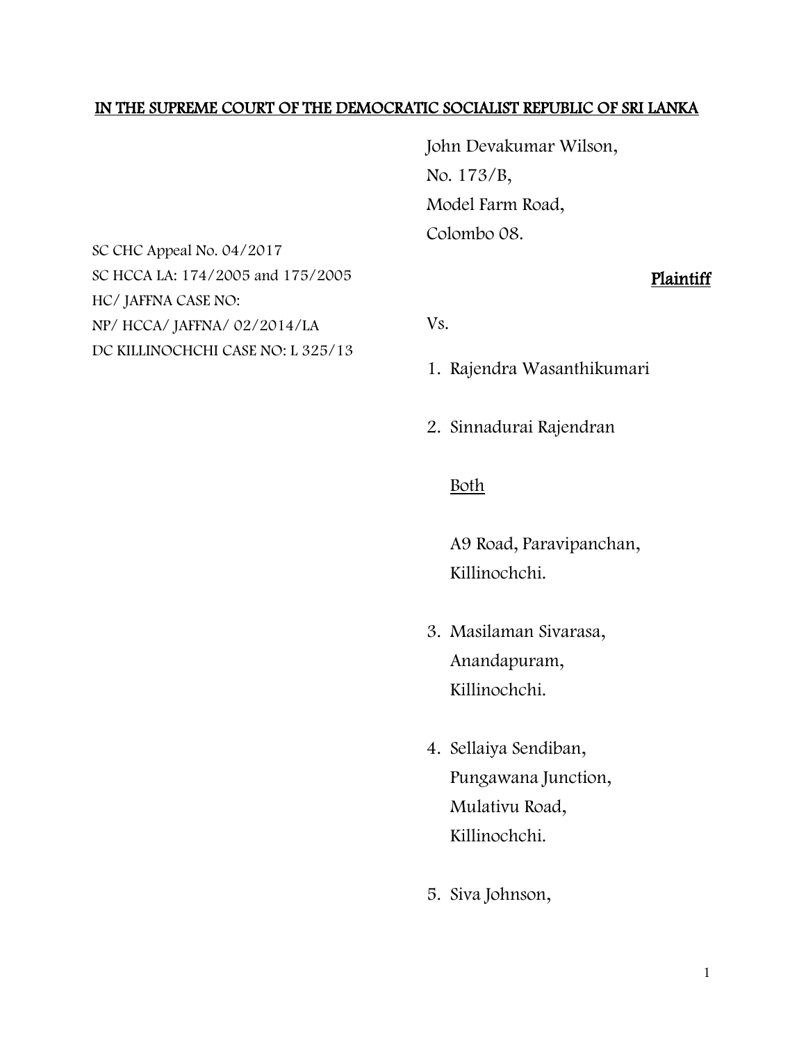**IN THE SUPREME COURT OF THE DEMOCRATIC SOCIALIST REPUBLIC OF SRI LANKA**

SC CHC Appeal No. 04/2017
SC HCCA LA: 174/2005 and 175/2005
HC/ JAFFNA CASE NO:
NP/ HCCA/ JAFFNA/ 02/2014/LA
DC KILLINOCHCHI CASE NO: L 325/13

John Devakumar Wilson,
No. 173/B,
Model Farm Road,
Colombo 08.

**Plaintiff**

Vs.

1. Rajendra Wasanthikumari

2. Sinnadurai Rajendran

   Both

   A9 Road, Paravipanchan,
   Killinochchi.

3. Masilaman Sivarasa,
   Anandapuram,
   Killinochchi.

4. Sellaiya Sendiban,
   Pungawana Junction,
   Mulativu Road,
   Killinochchi.

5. Siva Johnson,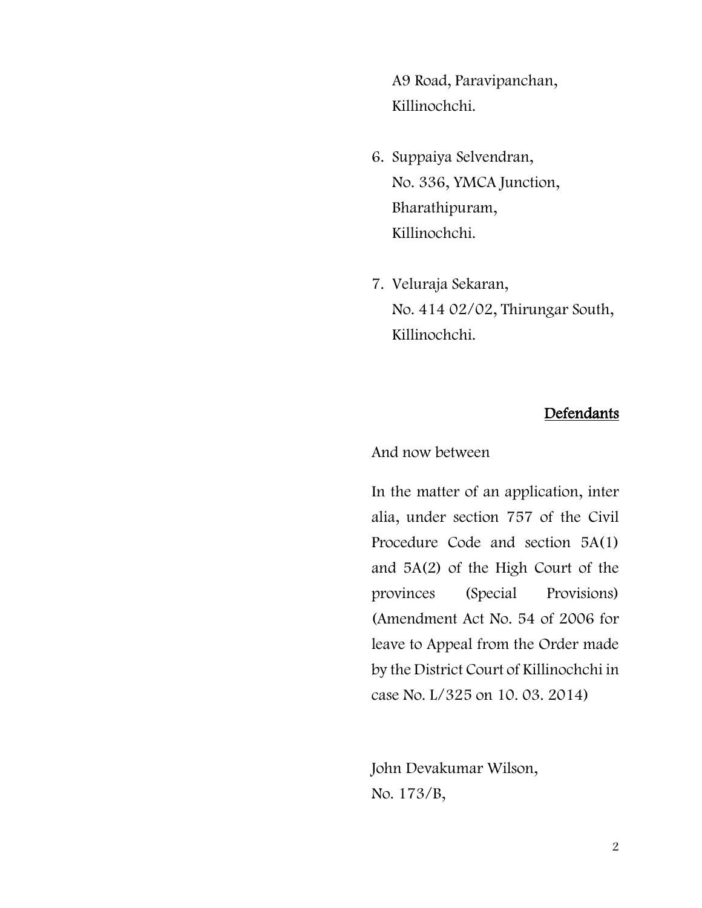A9 Road, Paravipanchan,
Killinochchi.

6. Suppaiya Selvendran,
   No. 336, YMCA Junction,
   Bharathipuram,
   Killinochchi.

7. Veluraja Sekaran,
   No. 414 02/02, Thirungar South,
   Killinochchi.

**Defendants**

And now between

In the matter of an application, inter alia, under section 757 of the Civil Procedure Code and section 5A(1) and 5A(2) of the High Court of the provinces (Special Provisions) (Amendment Act No. 54 of 2006 for leave to Appeal from the Order made by the District Court of Killinochchi in case No. L/325 on 10. 03. 2014)

John Devakumar Wilson,
No. 173/B,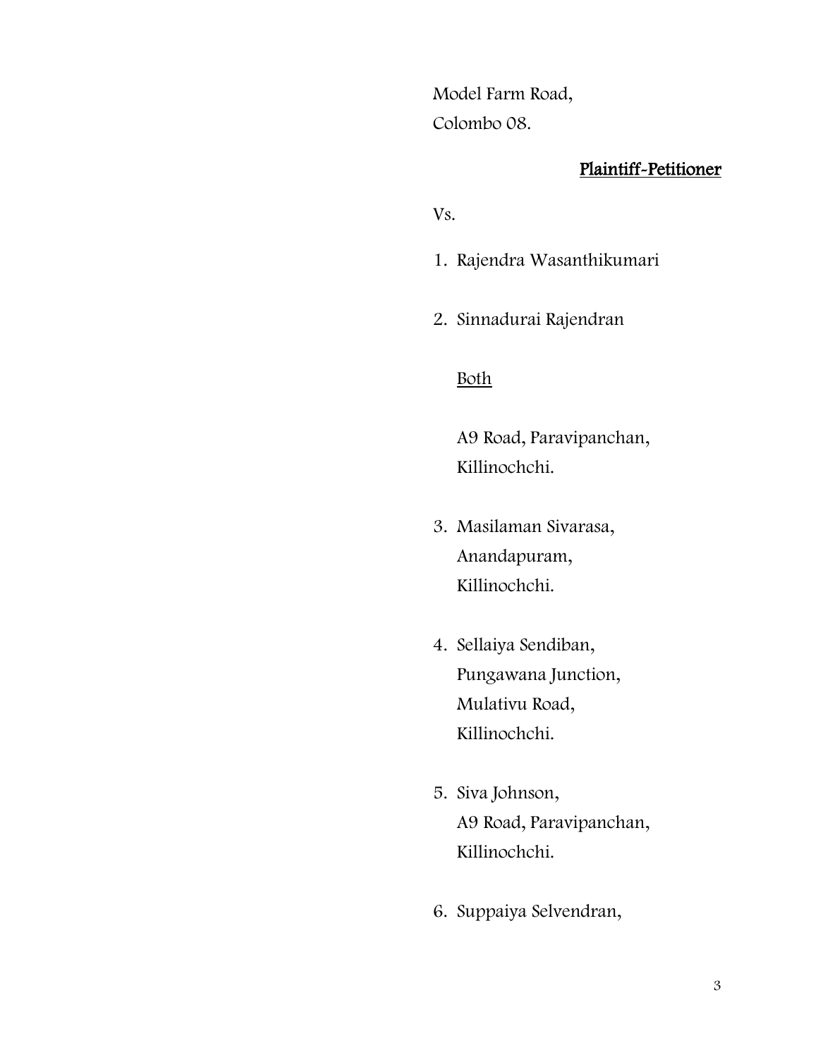Model Farm Road,
Colombo 08.

<u>Plaintiff-Petitioner</u>

Vs.

1. Rajendra Wasanthikumari

2. Sinnadurai Rajendran

   <u>Both</u>

   A9 Road, Paravipanchan,
   Killinochchi.

3. Masilaman Sivarasa,
   Anandapuram,
   Killinochchi.

4. Sellaiya Sendiban,
   Pungawana Junction,
   Mulativu Road,
   Killinochchi.

5. Siva Johnson,
   A9 Road, Paravipanchan,
   Killinochchi.

6. Suppaiya Selvendran,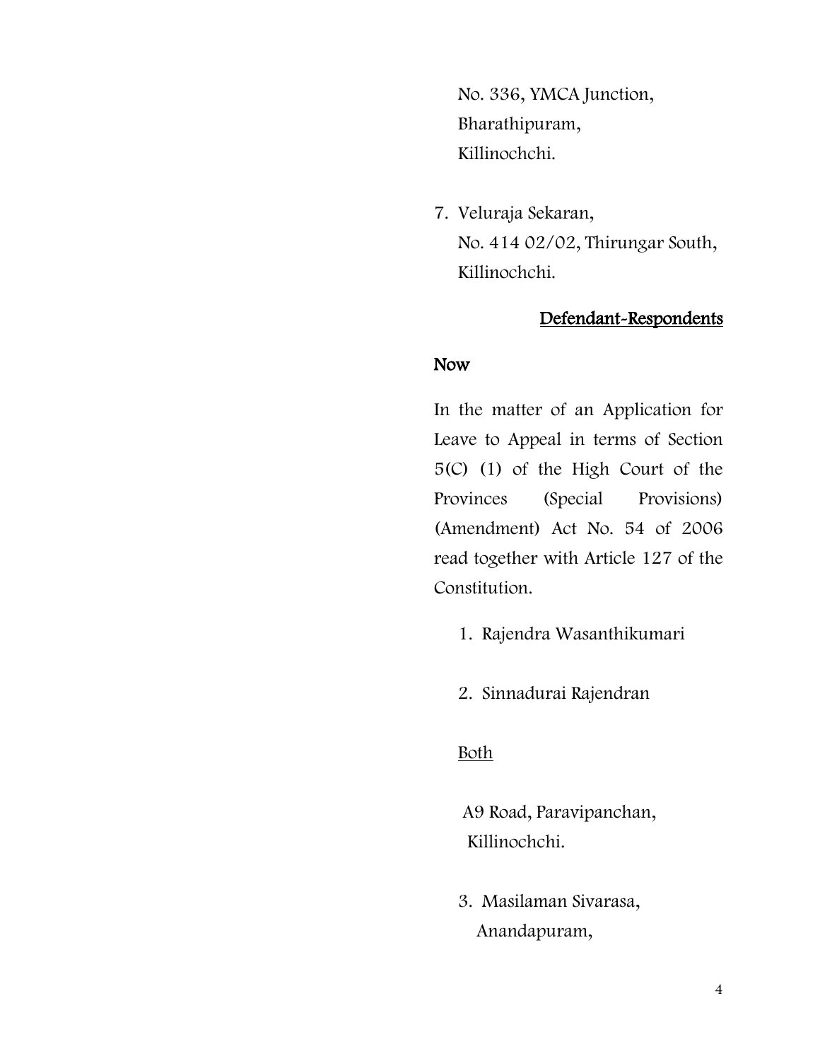No. 336, YMCA Junction,
Bharathipuram,
Killinochchi.

7. Veluraja Sekaran,
   No. 414 02/02, Thirungar South,
   Killinochchi.

<u>Defendant-Respondents</u>

**Now**

In the matter of an Application for Leave to Appeal in terms of Section 5(C) (1) of the High Court of the Provinces (Special Provisions) (Amendment) Act No. 54 of 2006 read together with Article 127 of the Constitution.

1. Rajendra Wasanthikumari

2. Sinnadurai Rajendran

<u>Both</u>

A9 Road, Paravipanchan,
Killinochchi.

3. Masilaman Sivarasa,
   Anandapuram,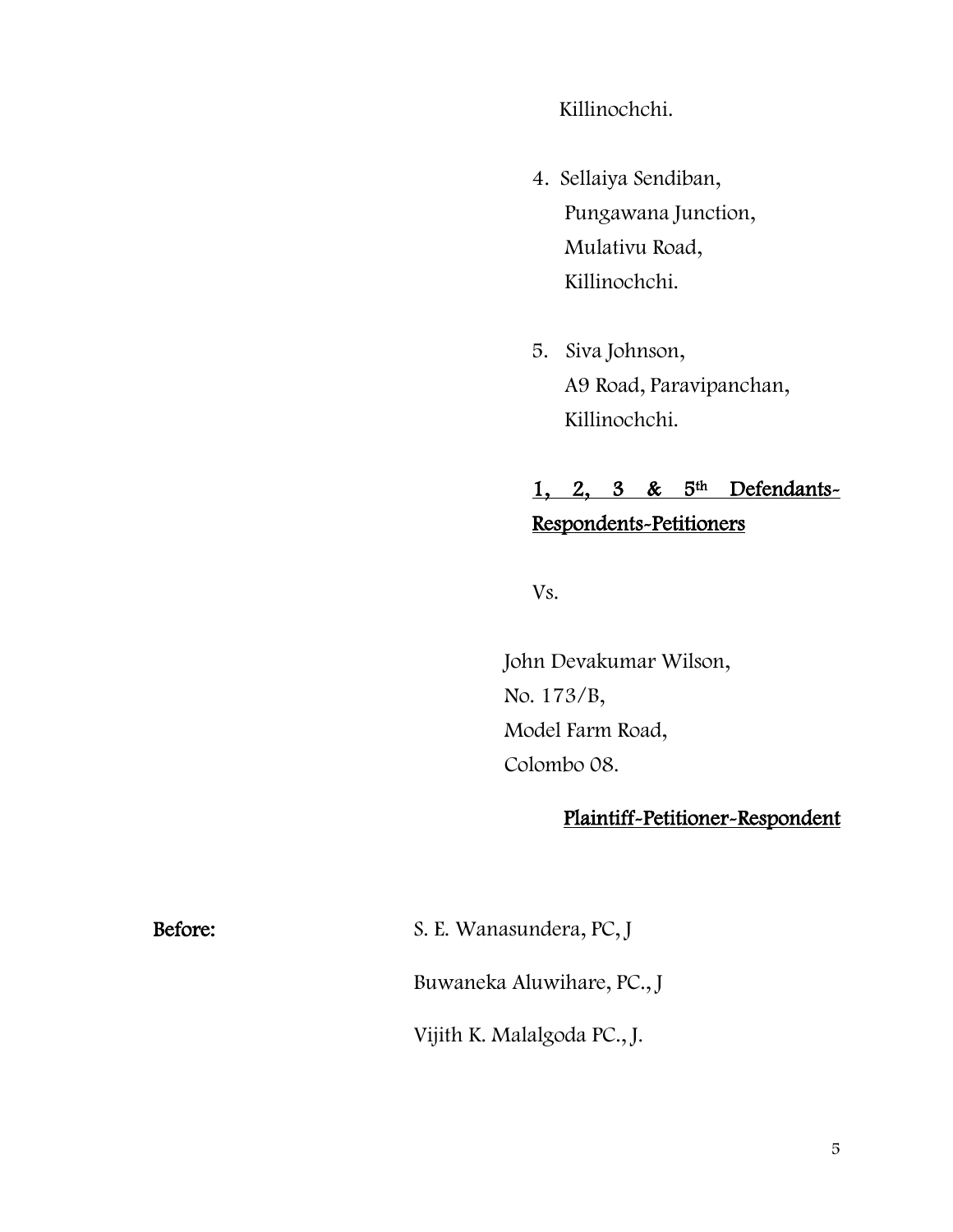Killinochchi.

4. Sellaiya Sendiban,
   Pungawana Junction,
   Mulativu Road,
   Killinochchi.

5. Siva Johnson,
   A9 Road, Paravipanchan,
   Killinochchi.

**1, 2, 3 & 5th Defendants-Respondents-Petitioners**

Vs.

John Devakumar Wilson,
No. 173/B,
Model Farm Road,
Colombo 08.

**Plaintiff-Petitioner-Respondent**

**Before:** S. E. Wanasundera, PC, J

Buwaneka Aluwihare, PC., J

Vijith K. Malalgoda PC., J.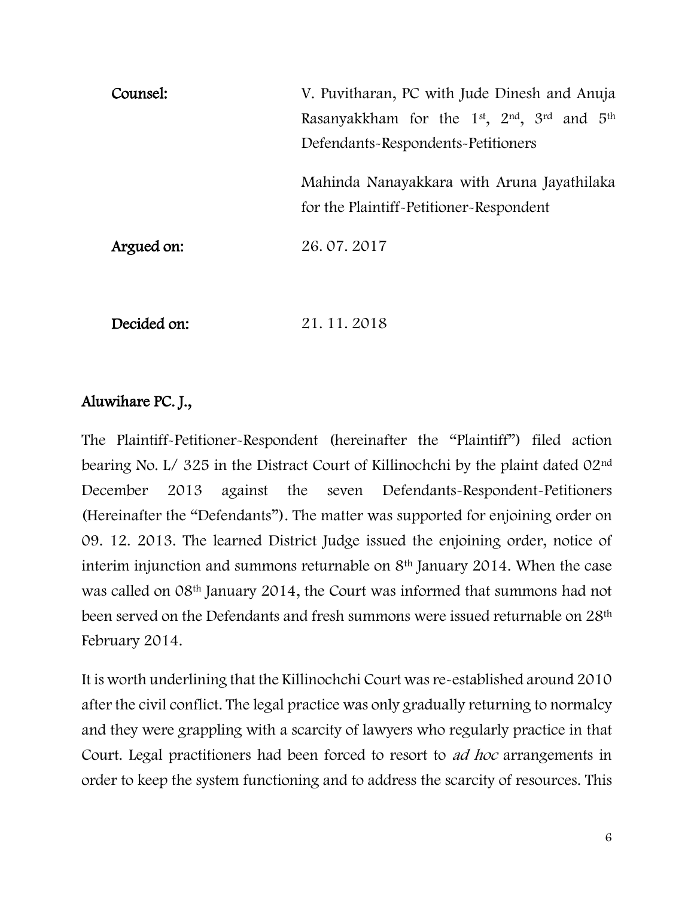**Counsel:** V. Puvitharan, PC with Jude Dinesh and Anuja Rasanyakkham for the 1st, 2nd, 3rd and 5th Defendants-Respondents-Petitioners

Mahinda Nanayakkara with Aruna Jayathilaka for the Plaintiff-Petitioner-Respondent

**Argued on:** 26. 07. 2017

**Decided on:** 21. 11. 2018

**Aluwihare PC. J.,**

The Plaintiff-Petitioner-Respondent (hereinafter the "Plaintiff") filed action bearing No. L/ 325 in the Distract Court of Killinochchi by the plaint dated 02nd December 2013 against the seven Defendants-Respondent-Petitioners (Hereinafter the "Defendants"). The matter was supported for enjoining order on 09. 12. 2013. The learned District Judge issued the enjoining order, notice of interim injunction and summons returnable on 8th January 2014. When the case was called on 08th January 2014, the Court was informed that summons had not been served on the Defendants and fresh summons were issued returnable on 28th February 2014.

It is worth underlining that the Killinochchi Court was re-established around 2010 after the civil conflict. The legal practice was only gradually returning to normalcy and they were grappling with a scarcity of lawyers who regularly practice in that Court. Legal practitioners had been forced to resort to *ad hoc* arrangements in order to keep the system functioning and to address the scarcity of resources. This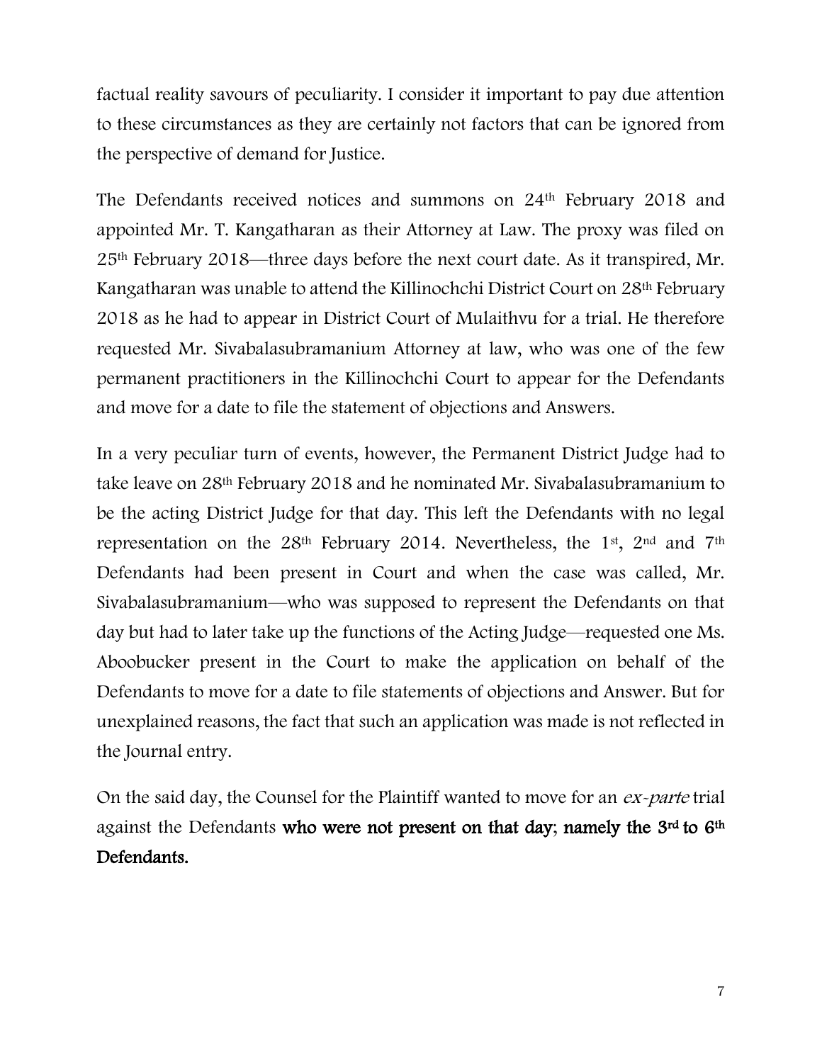factual reality savours of peculiarity. I consider it important to pay due attention to these circumstances as they are certainly not factors that can be ignored from the perspective of demand for Justice.

The Defendants received notices and summons on 24th February 2018 and appointed Mr. T. Kangatharan as their Attorney at Law. The proxy was filed on 25th February 2018—three days before the next court date. As it transpired, Mr. Kangatharan was unable to attend the Killinochchi District Court on 28th February 2018 as he had to appear in District Court of Mulaithvu for a trial. He therefore requested Mr. Sivabalasubramanium Attorney at law, who was one of the few permanent practitioners in the Killinochchi Court to appear for the Defendants and move for a date to file the statement of objections and Answers.

In a very peculiar turn of events, however, the Permanent District Judge had to take leave on 28th February 2018 and he nominated Mr. Sivabalasubramanium to be the acting District Judge for that day. This left the Defendants with no legal representation on the 28th February 2014. Nevertheless, the 1st, 2nd and 7th Defendants had been present in Court and when the case was called, Mr. Sivabalasubramanium—who was supposed to represent the Defendants on that day but had to later take up the functions of the Acting Judge—requested one Ms. Aboobucker present in the Court to make the application on behalf of the Defendants to move for a date to file statements of objections and Answer. But for unexplained reasons, the fact that such an application was made is not reflected in the Journal entry.

On the said day, the Counsel for the Plaintiff wanted to move for an *ex-parte* trial against the Defendants **who were not present on that day; namely the 3rd to 6th Defendants.**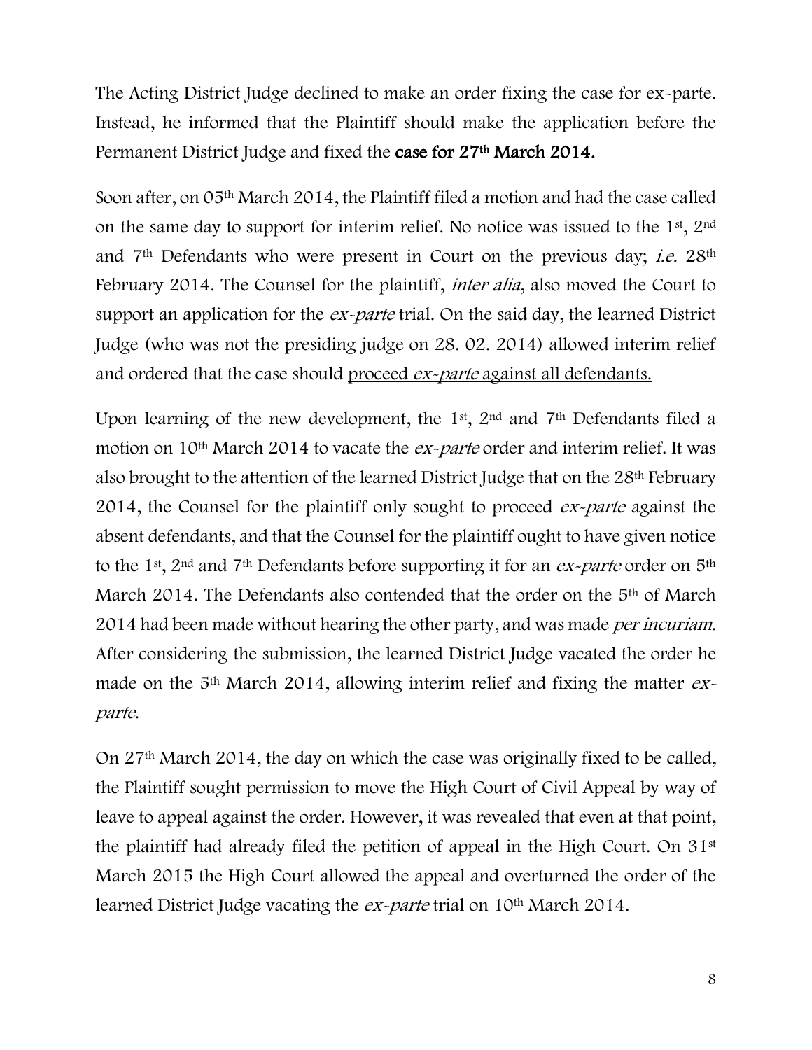The Acting District Judge declined to make an order fixing the case for ex-parte. Instead, he informed that the Plaintiff should make the application before the Permanent District Judge and fixed the **case for 27th March 2014.**

Soon after, on 05th March 2014, the Plaintiff filed a motion and had the case called on the same day to support for interim relief. No notice was issued to the 1st, 2nd and 7th Defendants who were present in Court on the previous day; *i.e.* 28th February 2014. The Counsel for the plaintiff, *inter alia*, also moved the Court to support an application for the *ex-parte* trial. On the said day, the learned District Judge (who was not the presiding judge on 28. 02. 2014) allowed interim relief and ordered that the case should <u>proceed *ex-parte* against all defendants.</u>

Upon learning of the new development, the 1st, 2nd and 7th Defendants filed a motion on 10th March 2014 to vacate the *ex-parte* order and interim relief. It was also brought to the attention of the learned District Judge that on the 28th February 2014, the Counsel for the plaintiff only sought to proceed *ex-parte* against the absent defendants, and that the Counsel for the plaintiff ought to have given notice to the 1st, 2nd and 7th Defendants before supporting it for an *ex-parte* order on 5th March 2014. The Defendants also contended that the order on the 5th of March 2014 had been made without hearing the other party, and was made *per incuriam*. After considering the submission, the learned District Judge vacated the order he made on the 5th March 2014, allowing interim relief and fixing the matter *ex-parte*.

On 27th March 2014, the day on which the case was originally fixed to be called, the Plaintiff sought permission to move the High Court of Civil Appeal by way of leave to appeal against the order. However, it was revealed that even at that point, the plaintiff had already filed the petition of appeal in the High Court. On 31st March 2015 the High Court allowed the appeal and overturned the order of the learned District Judge vacating the *ex-parte* trial on 10th March 2014.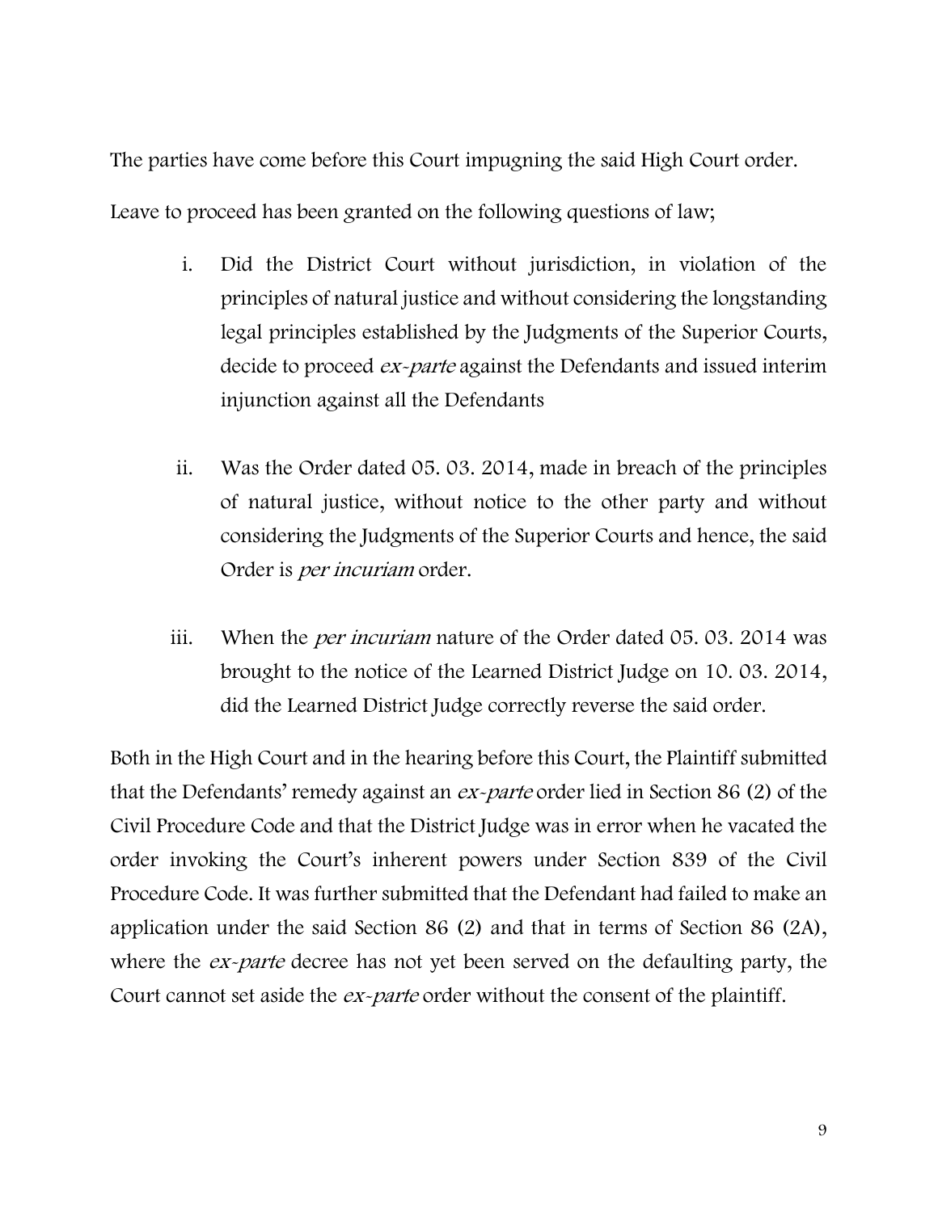The parties have come before this Court impugning the said High Court order.

Leave to proceed has been granted on the following questions of law;

i. Did the District Court without jurisdiction, in violation of the principles of natural justice and without considering the longstanding legal principles established by the Judgments of the Superior Courts, decide to proceed *ex-parte* against the Defendants and issued interim injunction against all the Defendants

ii. Was the Order dated 05. 03. 2014, made in breach of the principles of natural justice, without notice to the other party and without considering the Judgments of the Superior Courts and hence, the said Order is *per incuriam* order.

iii. When the *per incuriam* nature of the Order dated 05. 03. 2014 was brought to the notice of the Learned District Judge on 10. 03. 2014, did the Learned District Judge correctly reverse the said order.

Both in the High Court and in the hearing before this Court, the Plaintiff submitted that the Defendants' remedy against an *ex-parte* order lied in Section 86 (2) of the Civil Procedure Code and that the District Judge was in error when he vacated the order invoking the Court's inherent powers under Section 839 of the Civil Procedure Code. It was further submitted that the Defendant had failed to make an application under the said Section 86 (2) and that in terms of Section 86 (2A), where the *ex-parte* decree has not yet been served on the defaulting party, the Court cannot set aside the *ex-parte* order without the consent of the plaintiff.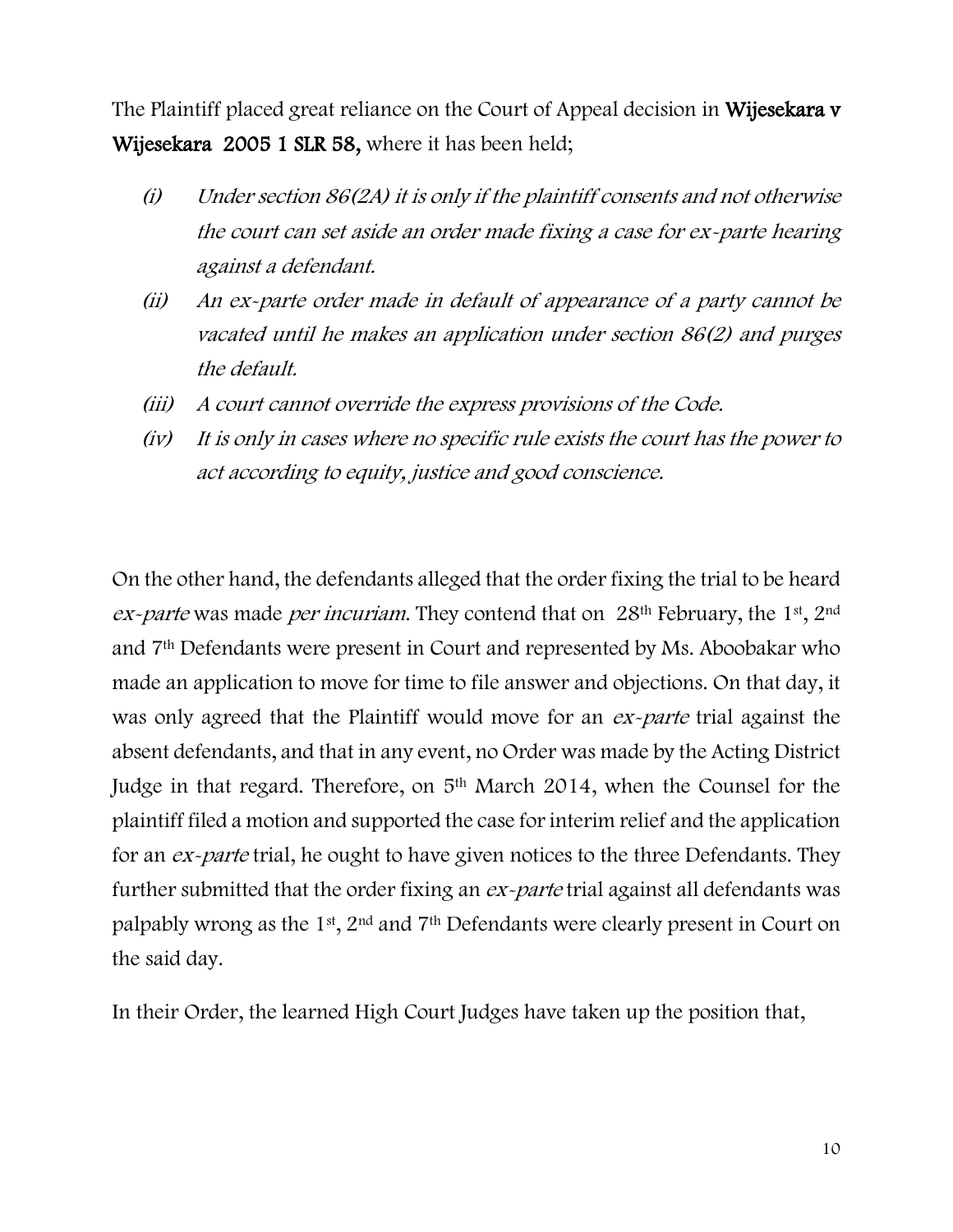The Plaintiff placed great reliance on the Court of Appeal decision in **Wijesekara v Wijesekara 2005 1 SLR 58,** where it has been held;

1. *(i) Under section 86(2A) it is only if the plaintiff consents and not otherwise the court can set aside an order made fixing a case for ex-parte hearing against a defendant.*
2. *(ii) An ex-parte order made in default of appearance of a party cannot be vacated until he makes an application under section 86(2) and purges the default.*
3. *(iii) A court cannot override the express provisions of the Code.*
4. *(iv) It is only in cases where no specific rule exists the court has the power to act according to equity, justice and good conscience.*

On the other hand, the defendants alleged that the order fixing the trial to be heard *ex-parte* was made *per incuriam*. They contend that on 28th February, the 1st, 2nd and 7th Defendants were present in Court and represented by Ms. Aboobakar who made an application to move for time to file answer and objections. On that day, it was only agreed that the Plaintiff would move for an *ex-parte* trial against the absent defendants, and that in any event, no Order was made by the Acting District Judge in that regard. Therefore, on 5th March 2014, when the Counsel for the plaintiff filed a motion and supported the case for interim relief and the application for an *ex-parte* trial, he ought to have given notices to the three Defendants. They further submitted that the order fixing an *ex-parte* trial against all defendants was palpably wrong as the 1st, 2nd and 7th Defendants were clearly present in Court on the said day.

In their Order, the learned High Court Judges have taken up the position that,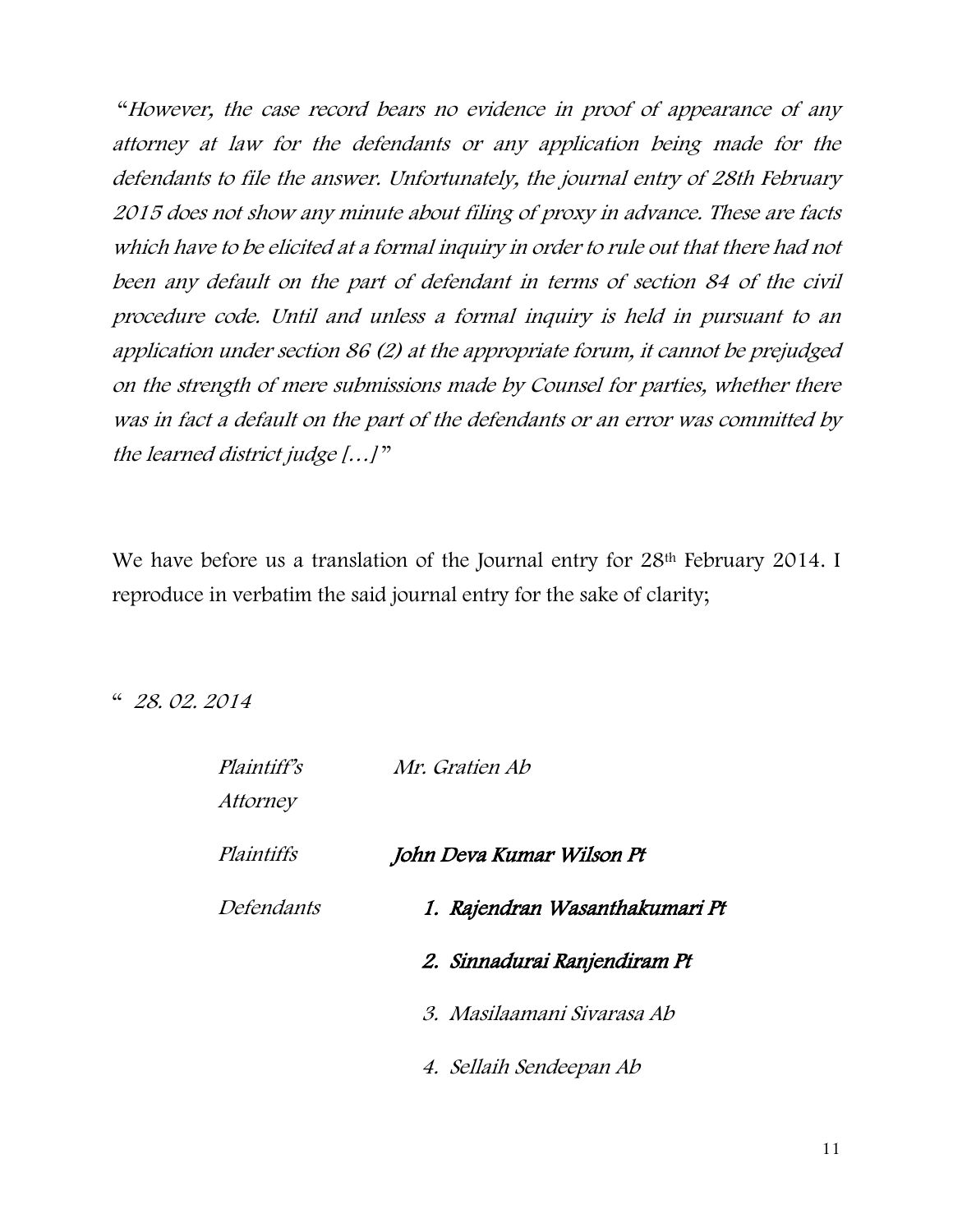*"However, the case record bears no evidence in proof of appearance of any attorney at law for the defendants or any application being made for the defendants to file the answer. Unfortunately, the journal entry of 28th February 2015 does not show any minute about filing of proxy in advance. These are facts which have to be elicited at a formal inquiry in order to rule out that there had not been any default on the part of defendant in terms of section 84 of the civil procedure code. Until and unless a formal inquiry is held in pursuant to an application under section 86 (2) at the appropriate forum, it cannot be prejudged on the strength of mere submissions made by Counsel for parties, whether there was in fact a default on the part of the defendants or an error was committed by the learned district judge […]"*

We have before us a translation of the Journal entry for 28th February 2014. I reproduce in verbatim the said journal entry for the sake of clarity;

" *28. 02. 2014*

| | |
|---|---|
| *Plaintiff's Attorney* | *Mr. Gratien Ab* |
| *Plaintiffs* | ***John Deva Kumar Wilson Pt*** |
| *Defendants* | ***1. Rajendran Wasanthakumari Pt*** |
| | ***2. Sinnadurai Ranjendiram Pt*** |
| | *3. Masilaamani Sivarasa Ab* |
| | *4. Sellaih Sendeepan Ab* |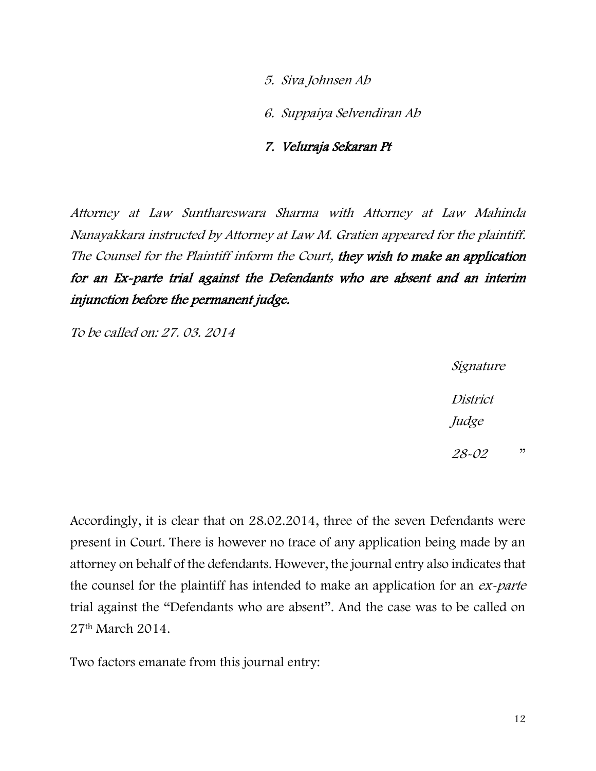*5. Siva Johnsen Ab*

*6. Suppaiya Selvendiran Ab*

***7. Veluraja Sekaran Pt***

*Attorney at Law Sunthareswara Sharma with Attorney at Law Mahinda Nanayakkara instructed by Attorney at Law M. Gratien appeared for the plaintiff. The Counsel for the Plaintiff inform the Court,* ***they wish to make an application for an Ex-parte trial against the Defendants who are absent and an interim injunction before the permanent judge.***

*To be called on: 27. 03. 2014*

*Signature*

*District Judge*

*28-02* "

Accordingly, it is clear that on 28.02.2014, three of the seven Defendants were present in Court. There is however no trace of any application being made by an attorney on behalf of the defendants. However, the journal entry also indicates that the counsel for the plaintiff has intended to make an application for an *ex-parte* trial against the "Defendants who are absent". And the case was to be called on 27th March 2014.

Two factors emanate from this journal entry: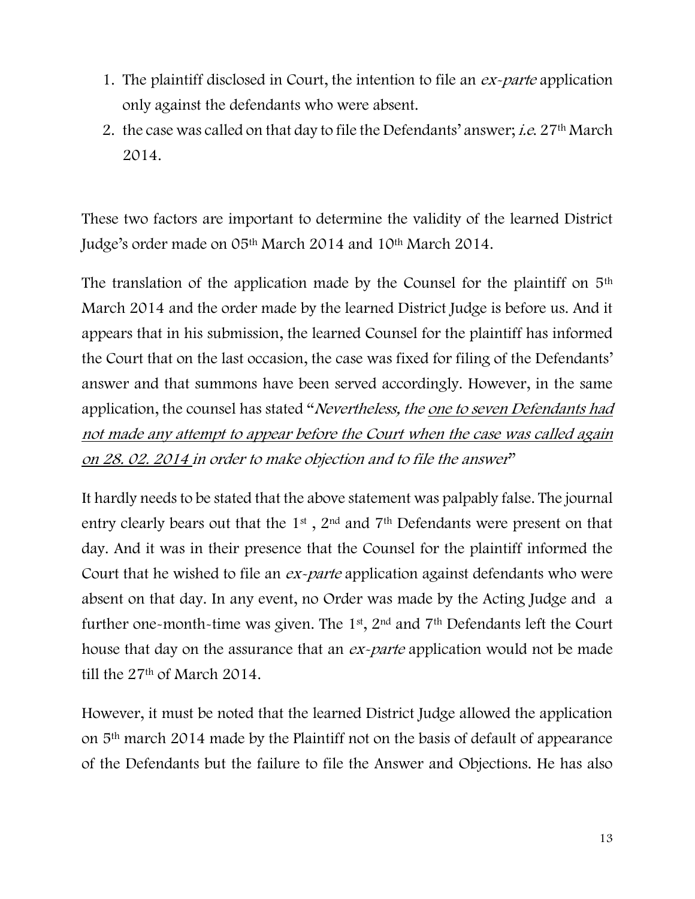1. The plaintiff disclosed in Court, the intention to file an *ex-parte* application only against the defendants who were absent.
2. the case was called on that day to file the Defendants' answer; *i.e.* 27th March 2014.

These two factors are important to determine the validity of the learned District Judge's order made on 05th March 2014 and 10th March 2014.

The translation of the application made by the Counsel for the plaintiff on 5th March 2014 and the order made by the learned District Judge is before us. And it appears that in his submission, the learned Counsel for the plaintiff has informed the Court that on the last occasion, the case was fixed for filing of the Defendants' answer and that summons have been served accordingly. However, in the same application, the counsel has stated "*Nevertheless, the <u>one to seven Defendants had not made any attempt to appear before the Court when the case was called again on 28. 02. 2014</u> in order to make objection and to file the answer*"

It hardly needs to be stated that the above statement was palpably false. The journal entry clearly bears out that the 1st , 2nd and 7th Defendants were present on that day. And it was in their presence that the Counsel for the plaintiff informed the Court that he wished to file an *ex-parte* application against defendants who were absent on that day. In any event, no Order was made by the Acting Judge and a further one-month-time was given. The 1st, 2nd and 7th Defendants left the Court house that day on the assurance that an *ex-parte* application would not be made till the 27th of March 2014.

However, it must be noted that the learned District Judge allowed the application on 5th march 2014 made by the Plaintiff not on the basis of default of appearance of the Defendants but the failure to file the Answer and Objections. He has also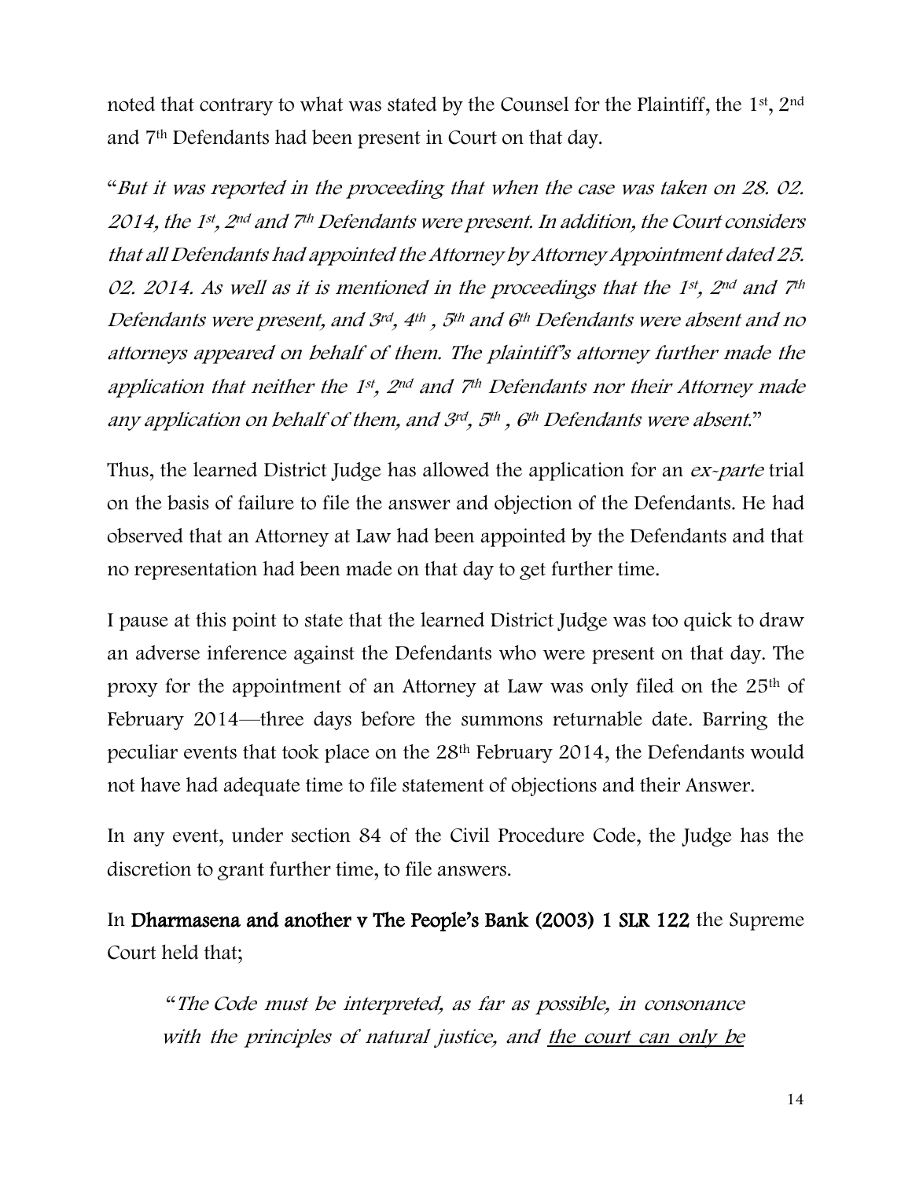noted that contrary to what was stated by the Counsel for the Plaintiff, the 1st, 2nd and 7th Defendants had been present in Court on that day.

"*But it was reported in the proceeding that when the case was taken on 28. 02. 2014, the 1st, 2nd and 7th Defendants were present. In addition, the Court considers that all Defendants had appointed the Attorney by Attorney Appointment dated 25. 02. 2014. As well as it is mentioned in the proceedings that the 1st, 2nd and 7th Defendants were present, and 3rd, 4th , 5th and 6th Defendants were absent and no attorneys appeared on behalf of them. The plaintiff's attorney further made the application that neither the 1st, 2nd and 7th Defendants nor their Attorney made any application on behalf of them, and 3rd, 5th , 6th Defendants were absent.*"

Thus, the learned District Judge has allowed the application for an *ex-parte* trial on the basis of failure to file the answer and objection of the Defendants. He had observed that an Attorney at Law had been appointed by the Defendants and that no representation had been made on that day to get further time.

I pause at this point to state that the learned District Judge was too quick to draw an adverse inference against the Defendants who were present on that day. The proxy for the appointment of an Attorney at Law was only filed on the 25th of February 2014—three days before the summons returnable date. Barring the peculiar events that took place on the 28th February 2014, the Defendants would not have had adequate time to file statement of objections and their Answer.

In any event, under section 84 of the Civil Procedure Code, the Judge has the discretion to grant further time, to file answers.

In **Dharmasena and another v The People's Bank (2003) 1 SLR 122** the Supreme Court held that;

> "*The Code must be interpreted, as far as possible, in consonance with the principles of natural justice, and <u>the court can only be</u>*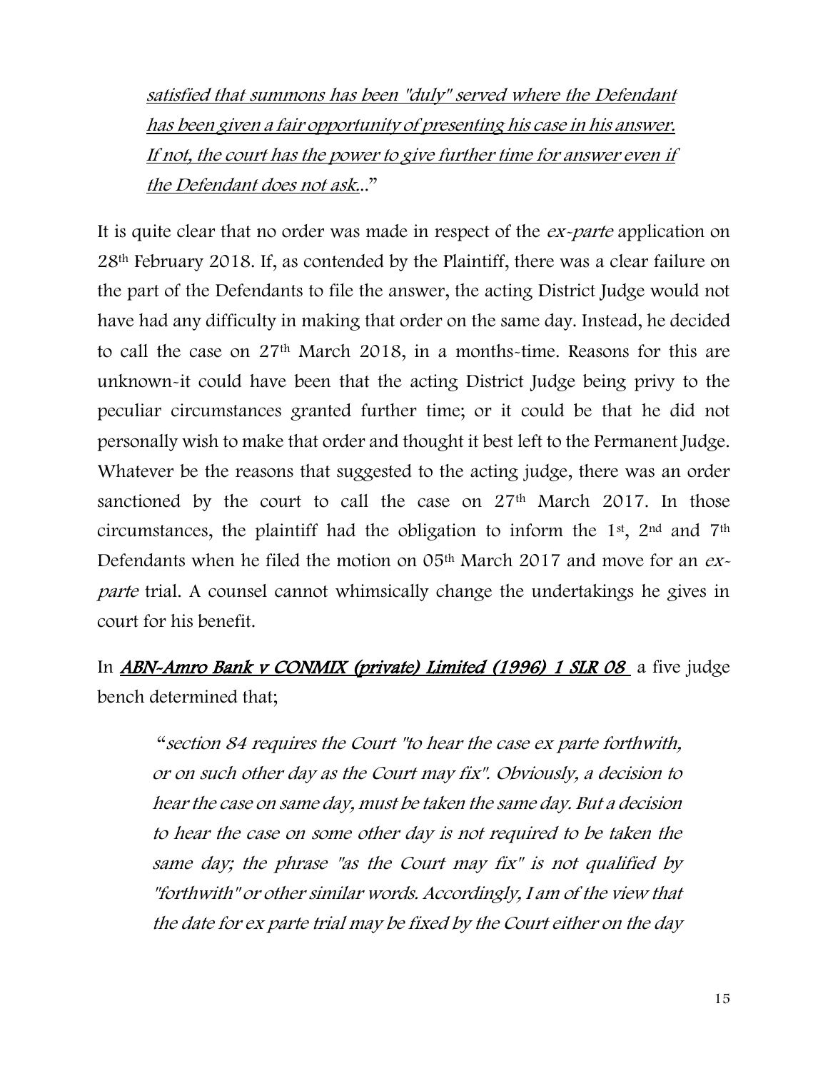*satisfied that summons has been "duly" served where the Defendant has been given a fair opportunity of presenting his case in his answer. If not, the court has the power to give further time for answer even if the Defendant does not ask..*"

It is quite clear that no order was made in respect of the *ex-parte* application on 28th February 2018. If, as contended by the Plaintiff, there was a clear failure on the part of the Defendants to file the answer, the acting District Judge would not have had any difficulty in making that order on the same day. Instead, he decided to call the case on 27th March 2018, in a months-time. Reasons for this are unknown-it could have been that the acting District Judge being privy to the peculiar circumstances granted further time; or it could be that he did not personally wish to make that order and thought it best left to the Permanent Judge. Whatever be the reasons that suggested to the acting judge, there was an order sanctioned by the court to call the case on 27th March 2017. In those circumstances, the plaintiff had the obligation to inform the 1st, 2nd and 7th Defendants when he filed the motion on 05th March 2017 and move for an *ex-parte* trial. A counsel cannot whimsically change the undertakings he gives in court for his benefit.

In ***ABN-Amro Bank v CONMIX (private) Limited (1996) 1 SLR 08*** a five judge bench determined that;

> "*section 84 requires the Court "to hear the case ex parte forthwith, or on such other day as the Court may fix". Obviously, a decision to hear the case on same day, must be taken the same day. But a decision to hear the case on some other day is not required to be taken the same day; the phrase "as the Court may fix" is not qualified by "forthwith" or other similar words. Accordingly, I am of the view that the date for ex parte trial may be fixed by the Court either on the day*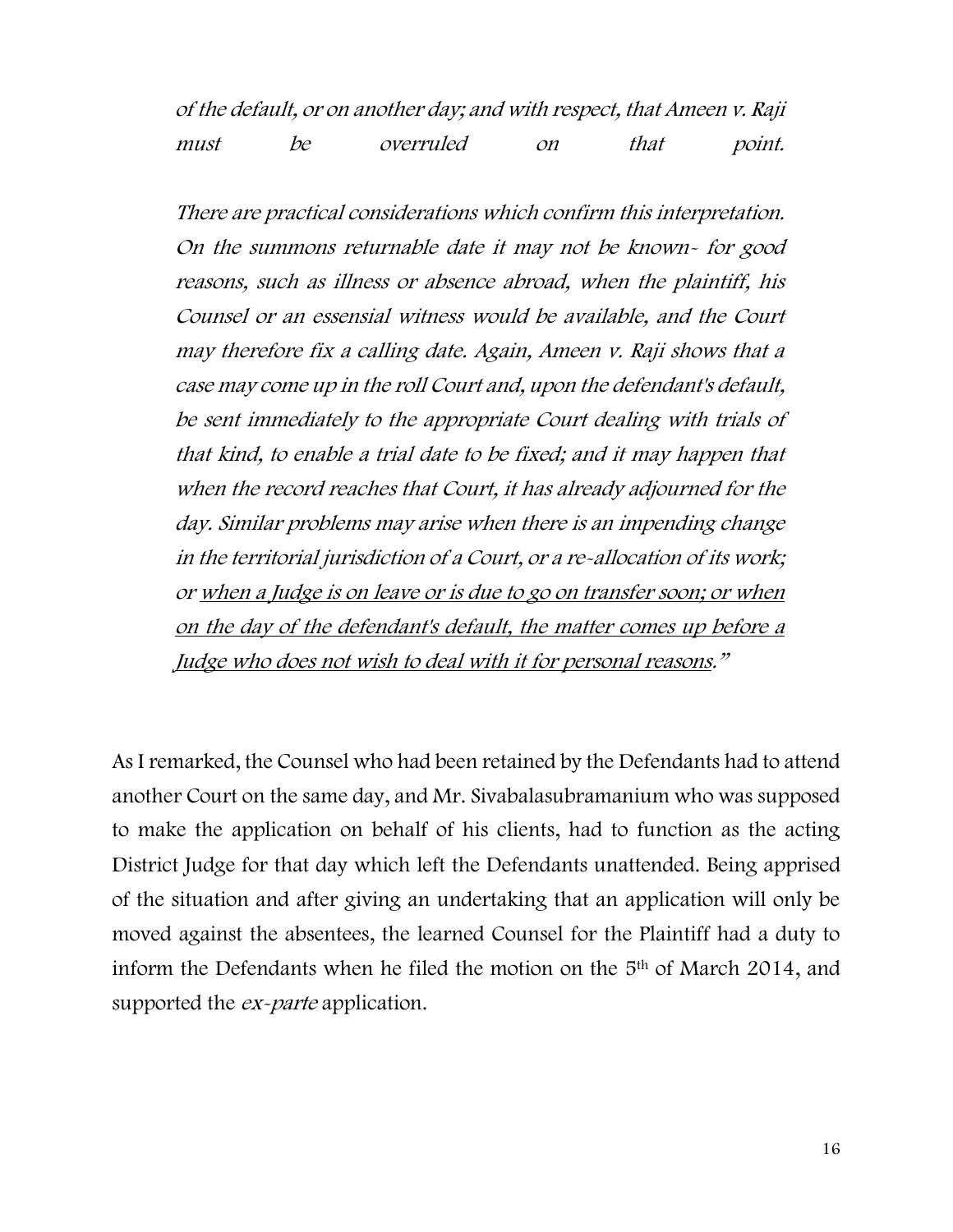*of the default, or on another day; and with respect, that Ameen v. Raji must be overruled on that point.*

*There are practical considerations which confirm this interpretation. On the summons returnable date it may not be known- for good reasons, such as illness or absence abroad, when the plaintiff, his Counsel or an essensial witness would be available, and the Court may therefore fix a calling date. Again, Ameen v. Raji shows that a case may come up in the roll Court and, upon the defendant's default, be sent immediately to the appropriate Court dealing with trials of that kind, to enable a trial date to be fixed; and it may happen that when the record reaches that Court, it has already adjourned for the day. Similar problems may arise when there is an impending change in the territorial jurisdiction of a Court, or a re-allocation of its work; or <u>when a Judge is on leave or is due to go on transfer soon; or when on the day of the defendant's default, the matter comes up before a Judge who does not wish to deal with it for personal reasons</u>."*

As I remarked, the Counsel who had been retained by the Defendants had to attend another Court on the same day, and Mr. Sivabalasubramanium who was supposed to make the application on behalf of his clients, had to function as the acting District Judge for that day which left the Defendants unattended. Being apprised of the situation and after giving an undertaking that an application will only be moved against the absentees, the learned Counsel for the Plaintiff had a duty to inform the Defendants when he filed the motion on the 5th of March 2014, and supported the *ex-parte* application.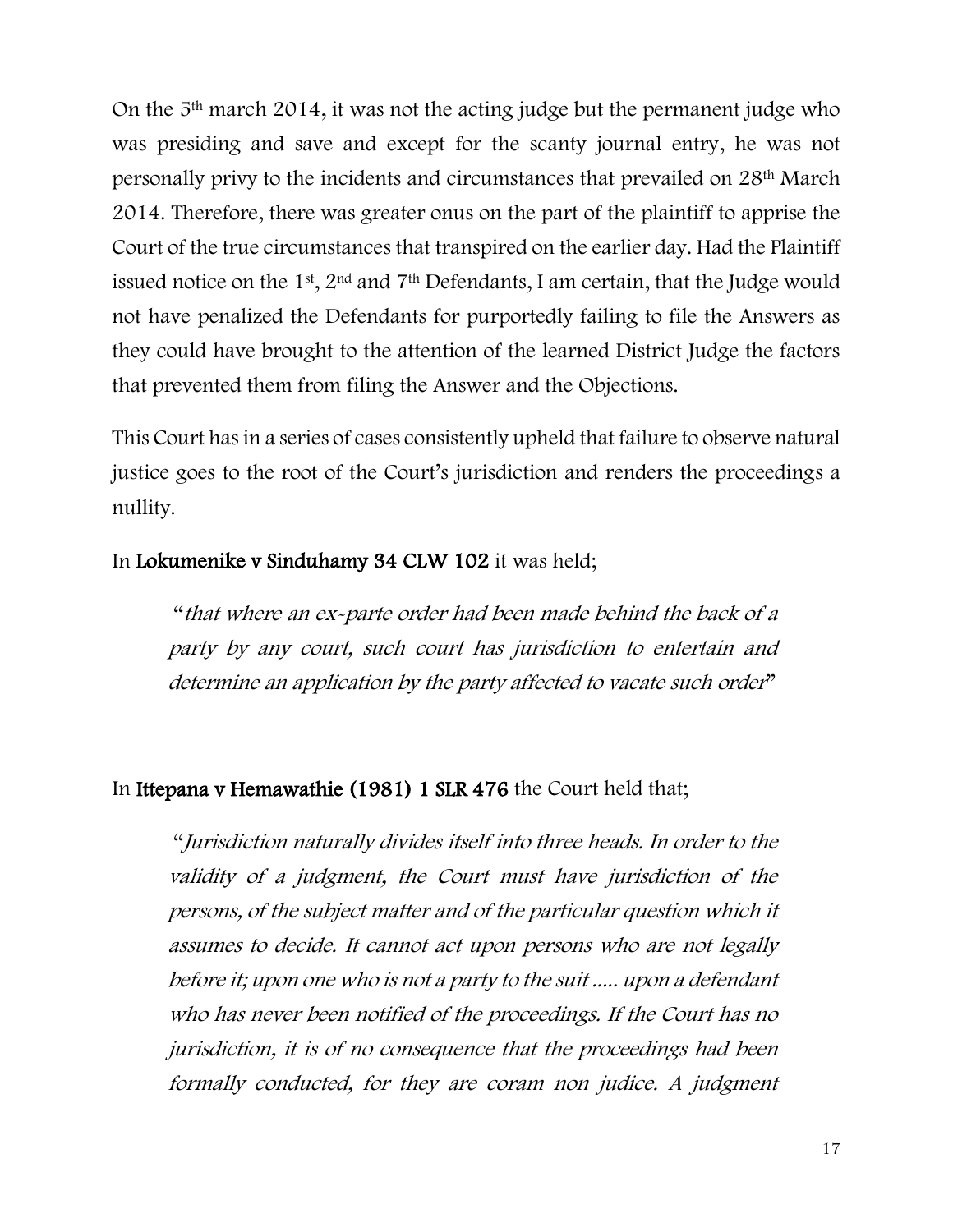On the 5th march 2014, it was not the acting judge but the permanent judge who was presiding and save and except for the scanty journal entry, he was not personally privy to the incidents and circumstances that prevailed on 28th March 2014. Therefore, there was greater onus on the part of the plaintiff to apprise the Court of the true circumstances that transpired on the earlier day. Had the Plaintiff issued notice on the 1st, 2nd and 7th Defendants, I am certain, that the Judge would not have penalized the Defendants for purportedly failing to file the Answers as they could have brought to the attention of the learned District Judge the factors that prevented them from filing the Answer and the Objections.

This Court has in a series of cases consistently upheld that failure to observe natural justice goes to the root of the Court's jurisdiction and renders the proceedings a nullity.

In **Lokumenike v Sinduhamy 34 CLW 102** it was held;

> "*that where an ex-parte order had been made behind the back of a party by any court, such court has jurisdiction to entertain and determine an application by the party affected to vacate such order*"

In **Ittepana v Hemawathie (1981) 1 SLR 476** the Court held that;

> "*Jurisdiction naturally divides itself into three heads. In order to the validity of a judgment, the Court must have jurisdiction of the persons, of the subject matter and of the particular question which it assumes to decide. It cannot act upon persons who are not legally before it; upon one who is not a party to the suit ..... upon a defendant who has never been notified of the proceedings. If the Court has no jurisdiction, it is of no consequence that the proceedings had been formally conducted, for they are coram non judice. A judgment*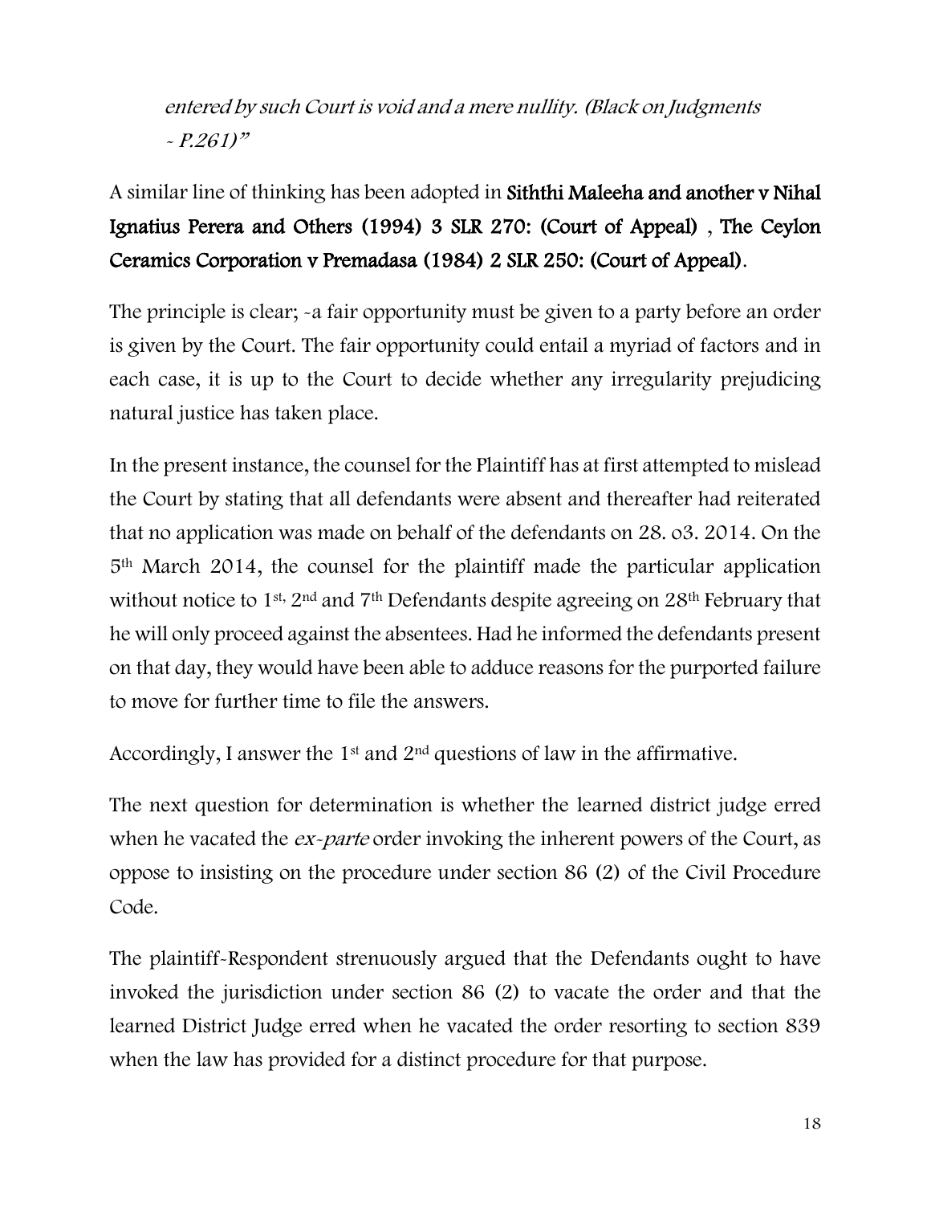*entered by such Court is void and a mere nullity. (Black on Judgments - P.261)"*

A similar line of thinking has been adopted in **Siththi Maleeha and another v Nihal Ignatius Perera and Others (1994) 3 SLR 270: (Court of Appeal)** , **The Ceylon Ceramics Corporation v Premadasa (1984) 2 SLR 250: (Court of Appeal)**.

The principle is clear; -a fair opportunity must be given to a party before an order is given by the Court. The fair opportunity could entail a myriad of factors and in each case, it is up to the Court to decide whether any irregularity prejudicing natural justice has taken place.

In the present instance, the counsel for the Plaintiff has at first attempted to mislead the Court by stating that all defendants were absent and thereafter had reiterated that no application was made on behalf of the defendants on 28. o3. 2014. On the 5th March 2014, the counsel for the plaintiff made the particular application without notice to 1st, 2nd and 7th Defendants despite agreeing on 28th February that he will only proceed against the absentees. Had he informed the defendants present on that day, they would have been able to adduce reasons for the purported failure to move for further time to file the answers.

Accordingly, I answer the 1st and 2nd questions of law in the affirmative.

The next question for determination is whether the learned district judge erred when he vacated the *ex-parte* order invoking the inherent powers of the Court, as oppose to insisting on the procedure under section 86 (2) of the Civil Procedure Code.

The plaintiff-Respondent strenuously argued that the Defendants ought to have invoked the jurisdiction under section 86 (2) to vacate the order and that the learned District Judge erred when he vacated the order resorting to section 839 when the law has provided for a distinct procedure for that purpose.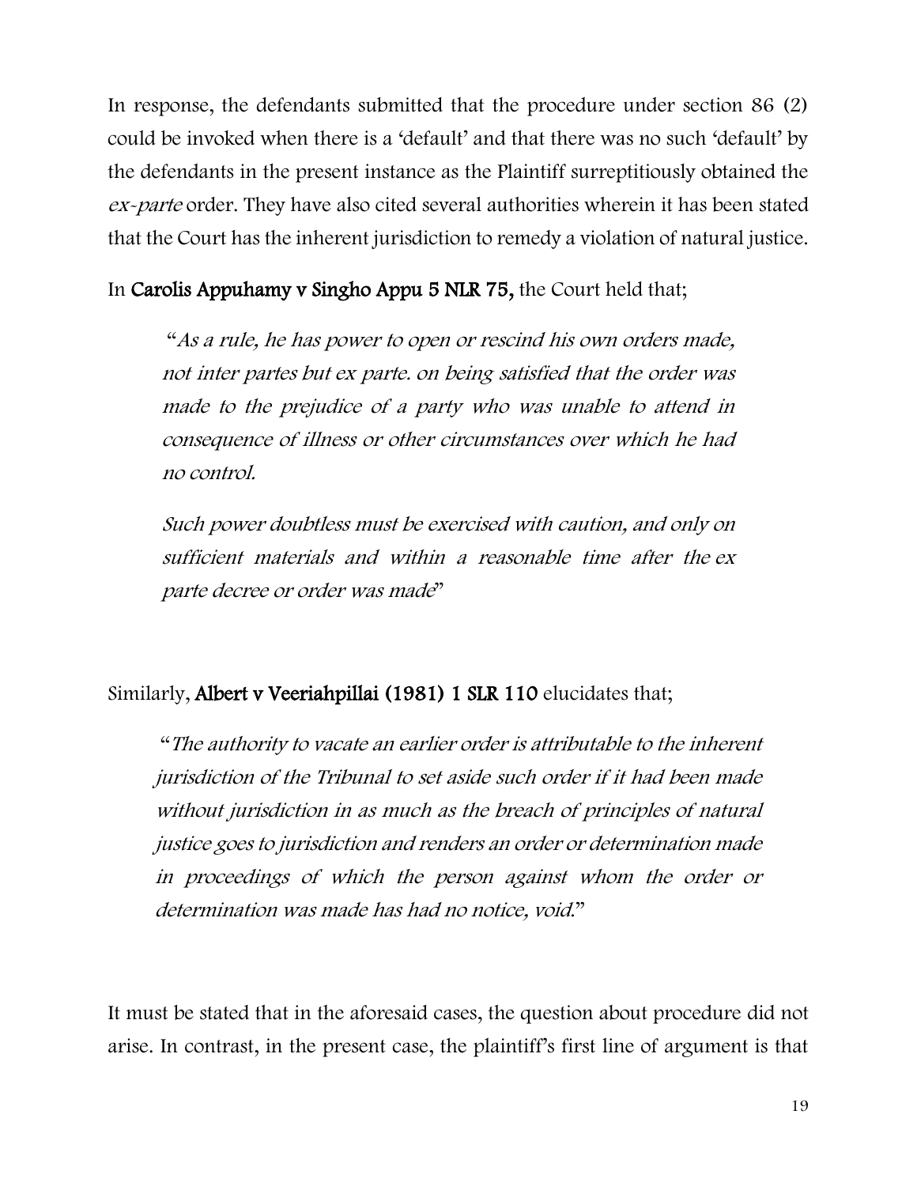In response, the defendants submitted that the procedure under section 86 (2) could be invoked when there is a 'default' and that there was no such 'default' by the defendants in the present instance as the Plaintiff surreptitiously obtained the *ex-parte* order. They have also cited several authorities wherein it has been stated that the Court has the inherent jurisdiction to remedy a violation of natural justice.

In **Carolis Appuhamy v Singho Appu 5 NLR 75,** the Court held that;

> "*As a rule, he has power to open or rescind his own orders made, not inter partes but ex parte. on being satisfied that the order was made to the prejudice of a party who was unable to attend in consequence of illness or other circumstances over which he had no control.*
>
> *Such power doubtless must be exercised with caution, and only on sufficient materials and within a reasonable time after the ex parte decree or order was made*"

Similarly, **Albert v Veeriahpillai (1981) 1 SLR 110** elucidates that;

> "*The authority to vacate an earlier order is attributable to the inherent jurisdiction of the Tribunal to set aside such order if it had been made without jurisdiction in as much as the breach of principles of natural justice goes to jurisdiction and renders an order or determination made in proceedings of which the person against whom the order or determination was made has had no notice, void.*"

It must be stated that in the aforesaid cases, the question about procedure did not arise. In contrast, in the present case, the plaintiff's first line of argument is that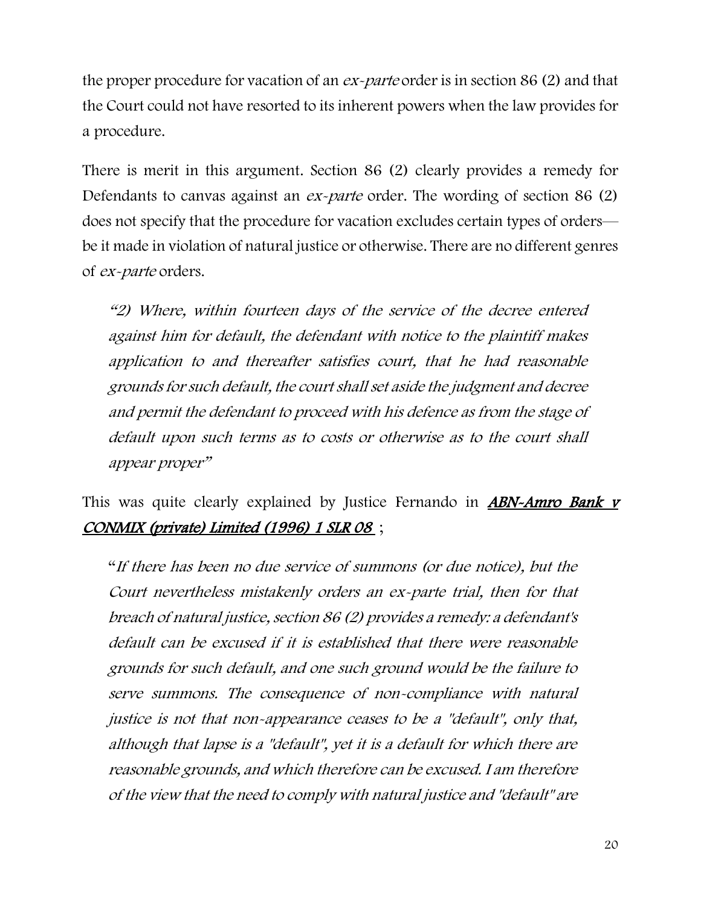the proper procedure for vacation of an *ex-parte* order is in section 86 (2) and that the Court could not have resorted to its inherent powers when the law provides for a procedure.

There is merit in this argument. Section 86 (2) clearly provides a remedy for Defendants to canvas against an *ex-parte* order. The wording of section 86 (2) does not specify that the procedure for vacation excludes certain types of orders— be it made in violation of natural justice or otherwise. There are no different genres of *ex-parte* orders.

> *"2) Where, within fourteen days of the service of the decree entered against him for default, the defendant with notice to the plaintiff makes application to and thereafter satisfies court, that he had reasonable grounds for such default, the court shall set aside the judgment and decree and permit the defendant to proceed with his defence as from the stage of default upon such terms as to costs or otherwise as to the court shall appear proper"*

This was quite clearly explained by Justice Fernando in ***ABN-Amro Bank v CONMIX (private) Limited (1996) 1 SLR 08*** ;

> "*If there has been no due service of summons (or due notice), but the Court nevertheless mistakenly orders an ex-parte trial, then for that breach of natural justice, section 86 (2) provides a remedy: a defendant's default can be excused if it is established that there were reasonable grounds for such default, and one such ground would be the failure to serve summons. The consequence of non-compliance with natural justice is not that non-appearance ceases to be a "default", only that, although that lapse is a "default", yet it is a default for which there are reasonable grounds, and which therefore can be excused. I am therefore of the view that the need to comply with natural justice and "default" are*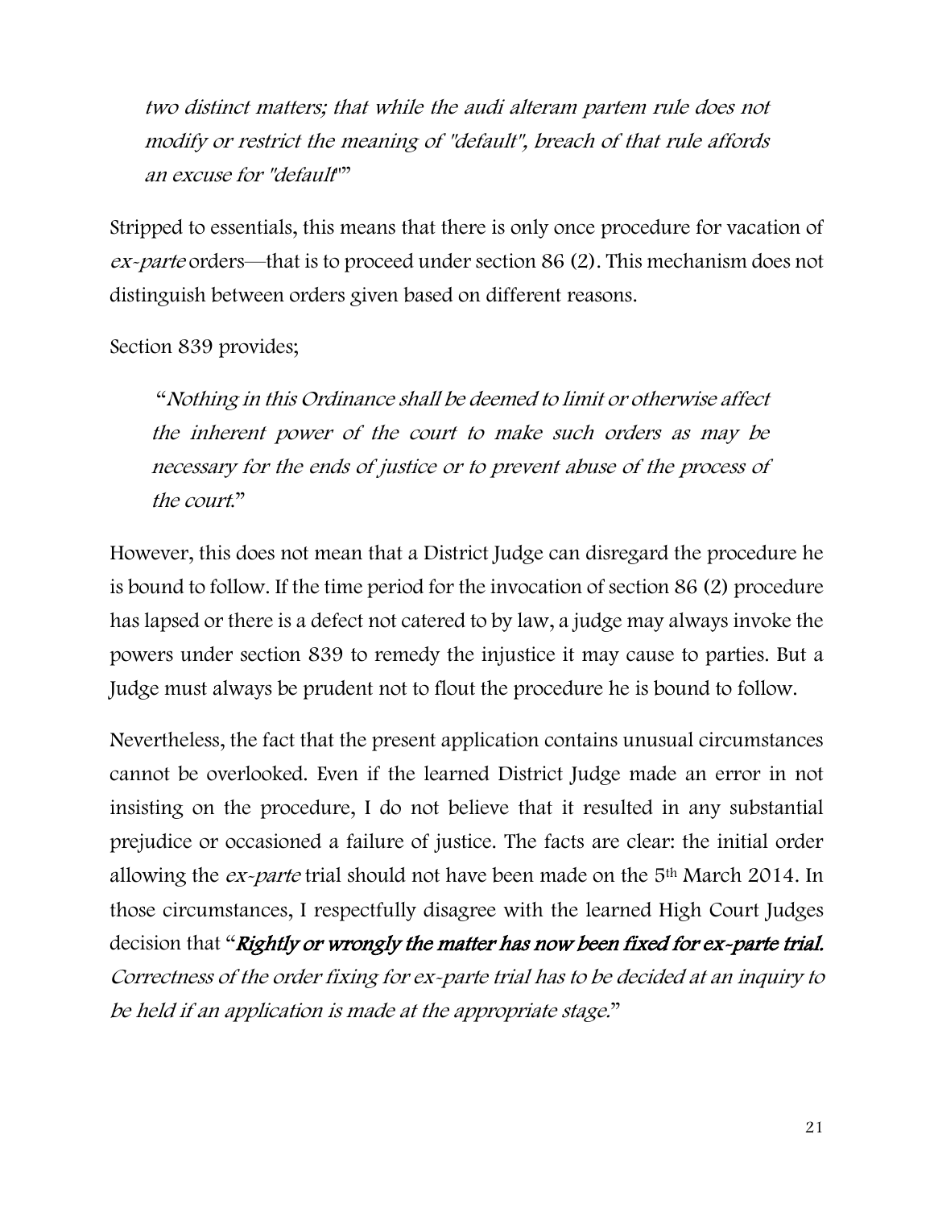> *two distinct matters; that while the audi alteram partem rule does not modify or restrict the meaning of "default", breach of that rule affords an excuse for "default"*"

Stripped to essentials, this means that there is only once procedure for vacation of *ex-parte* orders—that is to proceed under section 86 (2). This mechanism does not distinguish between orders given based on different reasons.

Section 839 provides;

> "*Nothing in this Ordinance shall be deemed to limit or otherwise affect the inherent power of the court to make such orders as may be necessary for the ends of justice or to prevent abuse of the process of the court.*"

However, this does not mean that a District Judge can disregard the procedure he is bound to follow. If the time period for the invocation of section 86 (2) procedure has lapsed or there is a defect not catered to by law, a judge may always invoke the powers under section 839 to remedy the injustice it may cause to parties. But a Judge must always be prudent not to flout the procedure he is bound to follow.

Nevertheless, the fact that the present application contains unusual circumstances cannot be overlooked. Even if the learned District Judge made an error in not insisting on the procedure, I do not believe that it resulted in any substantial prejudice or occasioned a failure of justice. The facts are clear: the initial order allowing the *ex-parte* trial should not have been made on the 5th March 2014. In those circumstances, I respectfully disagree with the learned High Court Judges decision that "***Rightly or wrongly the matter has now been fixed for ex-parte trial.*** *Correctness of the order fixing for ex-parte trial has to be decided at an inquiry to be held if an application is made at the appropriate stage.*"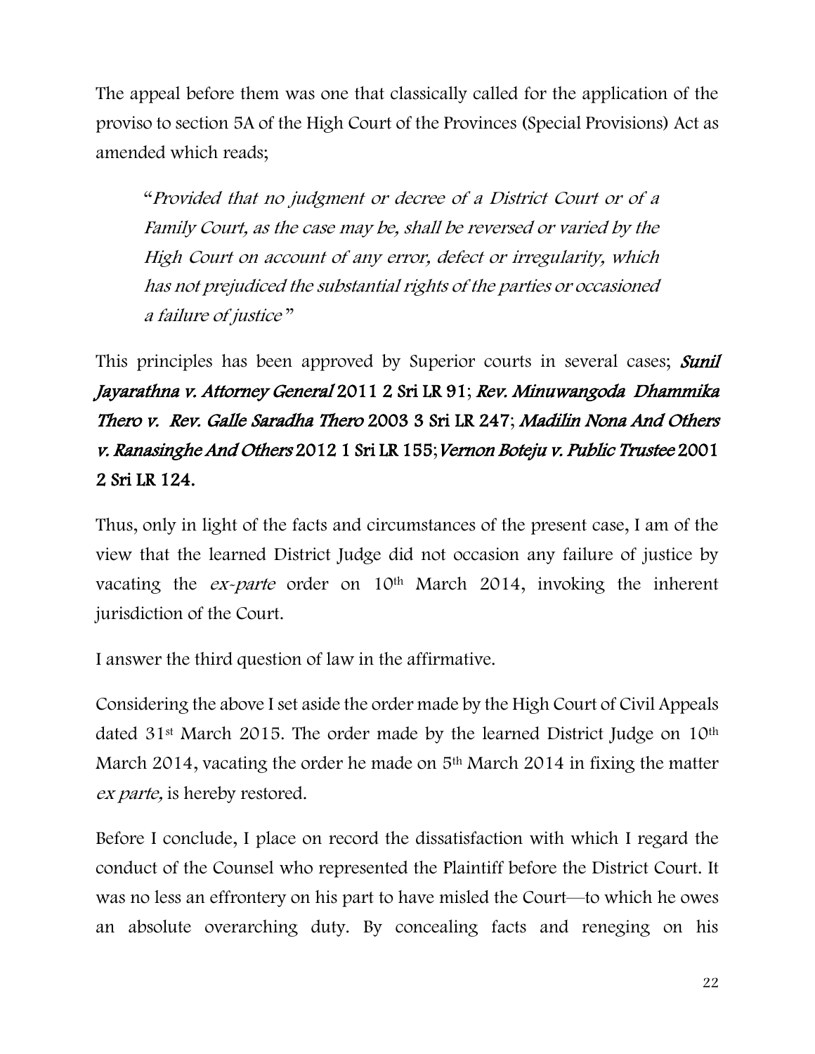The appeal before them was one that classically called for the application of the proviso to section 5A of the High Court of the Provinces (Special Provisions) Act as amended which reads;

> "*Provided that no judgment or decree of a District Court or of a Family Court, as the case may be, shall be reversed or varied by the High Court on account of any error, defect or irregularity, which has not prejudiced the substantial rights of the parties or occasioned a failure of justice*"

This principles has been approved by Superior courts in several cases; ***Sunil Jayarathna v. Attorney General*** **2011 2 Sri LR 91**; ***Rev. Minuwangoda Dhammika Thero v. Rev. Galle Saradha Thero*** **2003 3 Sri LR 247**; ***Madilin Nona And Others v. Ranasinghe And Others*** **2012 1 Sri LR 155**; ***Vernon Boteju v. Public Trustee*** **2001 2 Sri LR 124.**

Thus, only in light of the facts and circumstances of the present case, I am of the view that the learned District Judge did not occasion any failure of justice by vacating the *ex-parte* order on 10th March 2014, invoking the inherent jurisdiction of the Court.

I answer the third question of law in the affirmative.

Considering the above I set aside the order made by the High Court of Civil Appeals dated 31st March 2015. The order made by the learned District Judge on 10th March 2014, vacating the order he made on 5th March 2014 in fixing the matter *ex parte,* is hereby restored.

Before I conclude, I place on record the dissatisfaction with which I regard the conduct of the Counsel who represented the Plaintiff before the District Court. It was no less an effrontery on his part to have misled the Court—to which he owes an absolute overarching duty. By concealing facts and reneging on his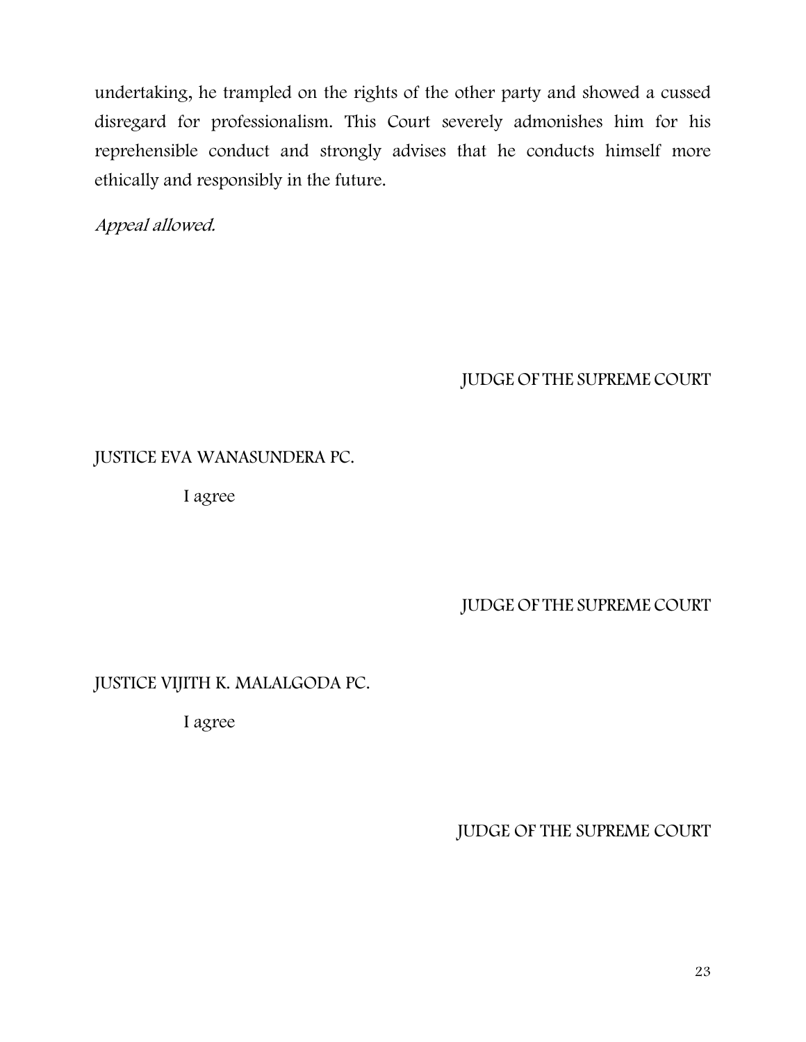undertaking, he trampled on the rights of the other party and showed a cussed disregard for professionalism. This Court severely admonishes him for his reprehensible conduct and strongly advises that he conducts himself more ethically and responsibly in the future.

*Appeal allowed.*

JUDGE OF THE SUPREME COURT

JUSTICE EVA WANASUNDERA PC.

I agree

JUDGE OF THE SUPREME COURT

JUSTICE VIJITH K. MALALGODA PC.

I agree

JUDGE OF THE SUPREME COURT